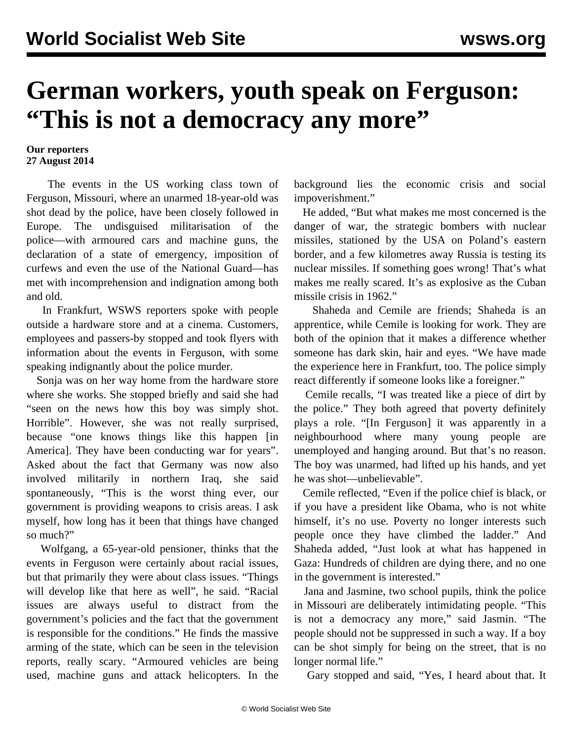# German workers, youth speak on Ferguson: "This is not a democracy any more"

**Our reporters**
**27 August 2014**

The events in the US working class town of Ferguson, Missouri, where an unarmed 18-year-old was shot dead by the police, have been closely followed in Europe. The undisguised militarisation of the police—with armoured cars and machine guns, the declaration of a state of emergency, imposition of curfews and even the use of the National Guard—has met with incomprehension and indignation among both and old.

In Frankfurt, WSWS reporters spoke with people outside a hardware store and at a cinema. Customers, employees and passers-by stopped and took flyers with information about the events in Ferguson, with some speaking indignantly about the police murder.

Sonja was on her way home from the hardware store where she works. She stopped briefly and said she had "seen on the news how this boy was simply shot. Horrible". However, she was not really surprised, because "one knows things like this happen [in America]. They have been conducting war for years". Asked about the fact that Germany was now also involved militarily in northern Iraq, she said spontaneously, "This is the worst thing ever, our government is providing weapons to crisis areas. I ask myself, how long has it been that things have changed so much?"

Wolfgang, a 65-year-old pensioner, thinks that the events in Ferguson were certainly about racial issues, but that primarily they were about class issues. "Things will develop like that here as well", he said. "Racial issues are always useful to distract from the government's policies and the fact that the government is responsible for the conditions." He finds the massive arming of the state, which can be seen in the television reports, really scary. "Armoured vehicles are being used, machine guns and attack helicopters. In the background lies the economic crisis and social impoverishment."

He added, "But what makes me most concerned is the danger of war, the strategic bombers with nuclear missiles, stationed by the USA on Poland's eastern border, and a few kilometres away Russia is testing its nuclear missiles. If something goes wrong! That's what makes me really scared. It's as explosive as the Cuban missile crisis in 1962."

Shaheda and Cemile are friends; Shaheda is an apprentice, while Cemile is looking for work. They are both of the opinion that it makes a difference whether someone has dark skin, hair and eyes. "We have made the experience here in Frankfurt, too. The police simply react differently if someone looks like a foreigner."

Cemile recalls, "I was treated like a piece of dirt by the police." They both agreed that poverty definitely plays a role. "[In Ferguson] it was apparently in a neighbourhood where many young people are unemployed and hanging around. But that's no reason. The boy was unarmed, had lifted up his hands, and yet he was shot—unbelievable".

Cemile reflected, "Even if the police chief is black, or if you have a president like Obama, who is not white himself, it's no use. Poverty no longer interests such people once they have climbed the ladder." And Shaheda added, "Just look at what has happened in Gaza: Hundreds of children are dying there, and no one in the government is interested."

Jana and Jasmine, two school pupils, think the police in Missouri are deliberately intimidating people. "This is not a democracy any more," said Jasmin. "The people should not be suppressed in such a way. If a boy can be shot simply for being on the street, that is no longer normal life."

Gary stopped and said, "Yes, I heard about that. It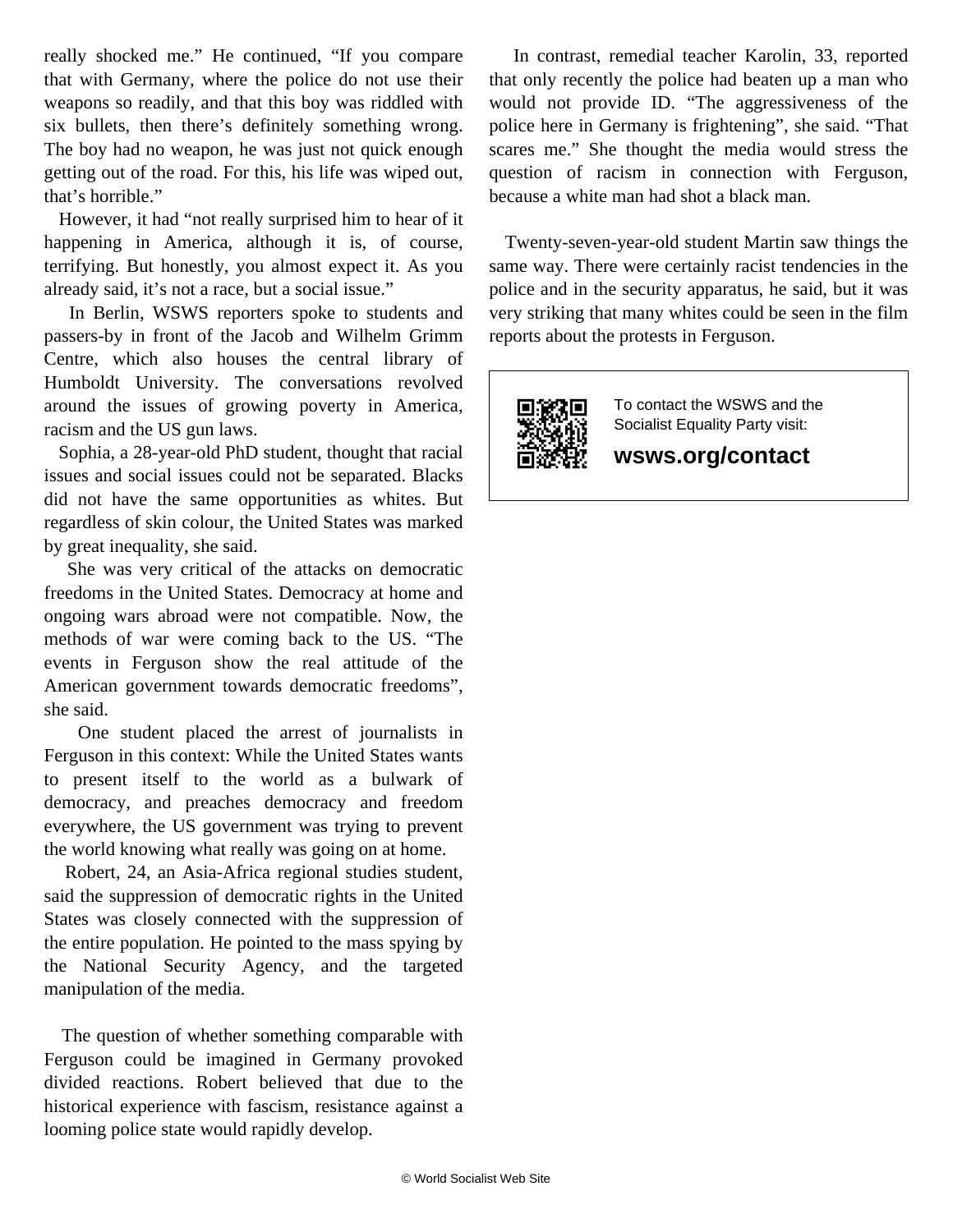really shocked me." He continued, "If you compare that with Germany, where the police do not use their weapons so readily, and that this boy was riddled with six bullets, then there's definitely something wrong. The boy had no weapon, he was just not quick enough getting out of the road. For this, his life was wiped out, that's horrible."

However, it had "not really surprised him to hear of it happening in America, although it is, of course, terrifying. But honestly, you almost expect it. As you already said, it's not a race, but a social issue."

In Berlin, WSWS reporters spoke to students and passers-by in front of the Jacob and Wilhelm Grimm Centre, which also houses the central library of Humboldt University. The conversations revolved around the issues of growing poverty in America, racism and the US gun laws.

Sophia, a 28-year-old PhD student, thought that racial issues and social issues could not be separated. Blacks did not have the same opportunities as whites. But regardless of skin colour, the United States was marked by great inequality, she said.

She was very critical of the attacks on democratic freedoms in the United States. Democracy at home and ongoing wars abroad were not compatible. Now, the methods of war were coming back to the US. "The events in Ferguson show the real attitude of the American government towards democratic freedoms", she said.

One student placed the arrest of journalists in Ferguson in this context: While the United States wants to present itself to the world as a bulwark of democracy, and preaches democracy and freedom everywhere, the US government was trying to prevent the world knowing what really was going on at home.

Robert, 24, an Asia-Africa regional studies student, said the suppression of democratic rights in the United States was closely connected with the suppression of the entire population. He pointed to the mass spying by the National Security Agency, and the targeted manipulation of the media.

The question of whether something comparable with Ferguson could be imagined in Germany provoked divided reactions. Robert believed that due to the historical experience with fascism, resistance against a looming police state would rapidly develop.

In contrast, remedial teacher Karolin, 33, reported that only recently the police had beaten up a man who would not provide ID. "The aggressiveness of the police here in Germany is frightening", she said. "That scares me." She thought the media would stress the question of racism in connection with Ferguson, because a white man had shot a black man.

Twenty-seven-year-old student Martin saw things the same way. There were certainly racist tendencies in the police and in the security apparatus, he said, but it was very striking that many whites could be seen in the film reports about the protests in Ferguson.

To contact the WSWS and the Socialist Equality Party visit:

**wsws.org/contact**